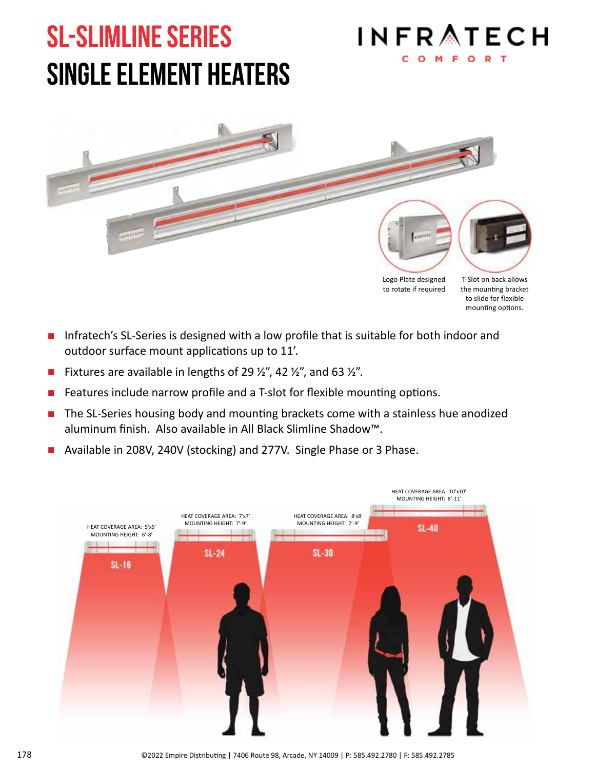# SL-SLIMLINE SERIES

# SINGLE ELEMENT HEATERS

INFRATECH COMFORT

Logo Plate designed to rotate if required

T-Slot on back allows the mounting bracket to slide for flexible mounting options.

- Infratech's SL-Series is designed with a low profile that is suitable for both indoor and outdoor surface mount applications up to 11'.
- Fixtures are available in lengths of 29 ½", 42 ½", and 63 ½".
- Features include narrow profile and a T-slot for flexible mounting options.
- The SL-Series housing body and mounting brackets come with a stainless hue anodized aluminum finish. Also available in All Black Slimline Shadow™.
- Available in 208V, 240V (stocking) and 277V. Single Phase or 3 Phase.

SL-16 — HEAT COVERAGE AREA: 5'x5' MOUNTING HEIGHT: 6'-8'

SL-24 — HEAT COVERAGE AREA: 7'x7' MOUNTING HEIGHT: 7'-9'

SL-30 — HEAT COVERAGE AREA: 8'x8' MOUNTING HEIGHT: 7'-9'

SL-40 — HEAT COVERAGE AREA: 10'x10' MOUNTING HEIGHT: 8'-11'

©2022 Empire Distributing | 7406 Route 98, Arcade, NY 14009 | P: 585.492.2780 | F: 585.492.2785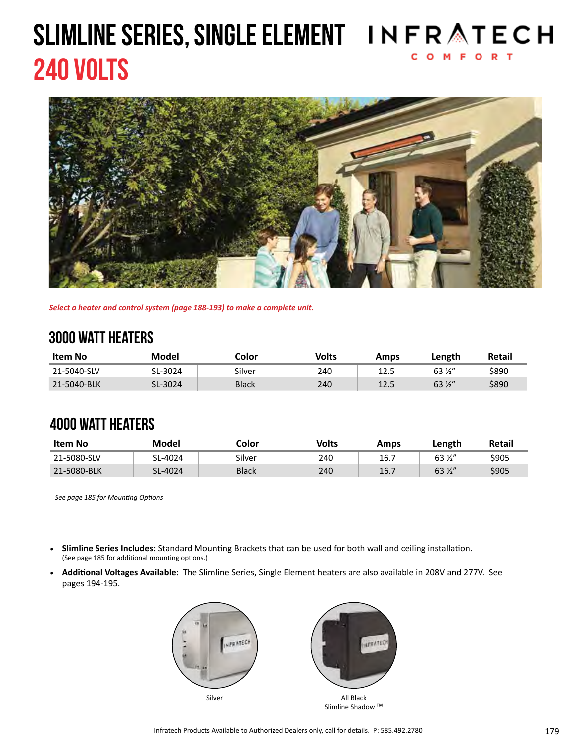# SLIMLINE SERIES, SINGLE ELEMENT

## 240 VOLTS

INFRATECH COMFORT

*Select a heater and control system (page 188-193) to make a complete unit.*

## 3000 WATT HEATERS

| Item No | Model | Color | Volts | Amps | Length | Retail |
|---|---|---|---|---|---|---|
| 21-5040-SLV | SL-3024 | Silver | 240 | 12.5 | 63 ½" | $890 |
| 21-5040-BLK | SL-3024 | Black | 240 | 12.5 | 63 ½" | $890 |

## 4000 WATT HEATERS

| Item No | Model | Color | Volts | Amps | Length | Retail |
|---|---|---|---|---|---|---|
| 21-5080-SLV | SL-4024 | Silver | 240 | 16.7 | 63 ½" | $905 |
| 21-5080-BLK | SL-4024 | Black | 240 | 16.7 | 63 ½" | $905 |

*See page 185 for Mounting Options*

- **Slimline Series Includes:** Standard Mounting Brackets that can be used for both wall and ceiling installation. (See page 185 for additional mounting options.)
- **Additional Voltages Available:** The Slimline Series, Single Element heaters are also available in 208V and 277V. See pages 194-195.

Silver

All Black
Slimline Shadow ™

Infratech Products Available to Authorized Dealers only, call for details. P: 585.492.2780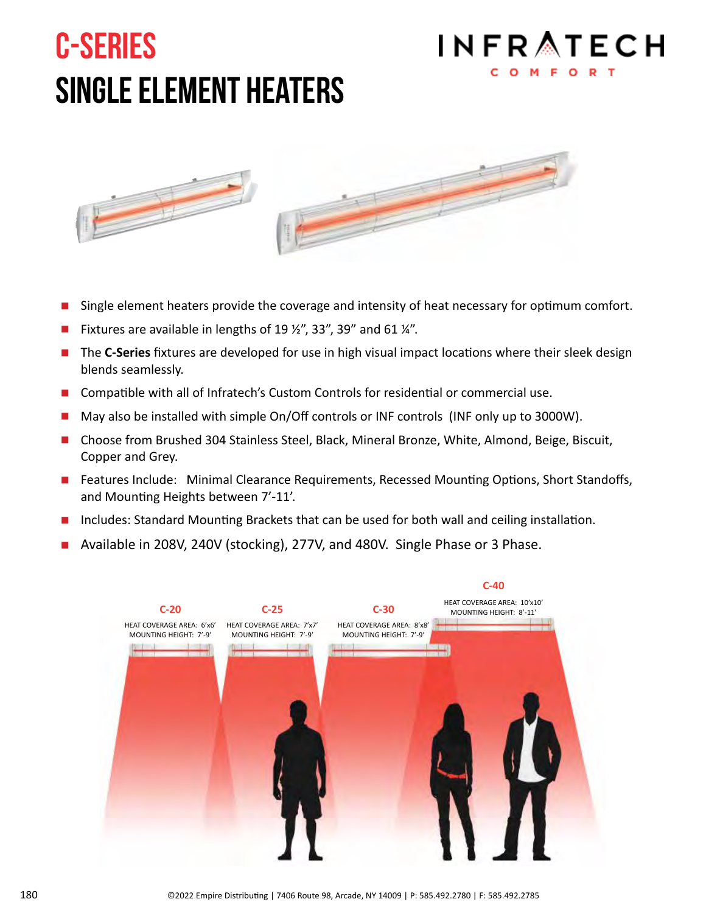# C-SERIES

# SINGLE ELEMENT HEATERS

- Single element heaters provide the coverage and intensity of heat necessary for optimum comfort.
- Fixtures are available in lengths of 19 ½", 33", 39" and 61 ¼".
- The **C-Series** fixtures are developed for use in high visual impact locations where their sleek design blends seamlessly.
- Compatible with all of Infratech's Custom Controls for residential or commercial use.
- May also be installed with simple On/Off controls or INF controls (INF only up to 3000W).
- Choose from Brushed 304 Stainless Steel, Black, Mineral Bronze, White, Almond, Beige, Biscuit, Copper and Grey.
- Features Include: Minimal Clearance Requirements, Recessed Mounting Options, Short Standoffs, and Mounting Heights between 7'-11'.
- Includes: Standard Mounting Brackets that can be used for both wall and ceiling installation.
- Available in 208V, 240V (stocking), 277V, and 480V. Single Phase or 3 Phase.

**C-20**
HEAT COVERAGE AREA: 6'x6'
MOUNTING HEIGHT: 7'-9'

**C-25**
HEAT COVERAGE AREA: 7'x7'
MOUNTING HEIGHT: 7'-9'

**C-30**
HEAT COVERAGE AREA: 8'x8'
MOUNTING HEIGHT: 7'-9'

**C-40**
HEAT COVERAGE AREA: 10'x10'
MOUNTING HEIGHT: 8'-11'

©2022 Empire Distributing | 7406 Route 98, Arcade, NY 14009 | P: 585.492.2780 | F: 585.492.2785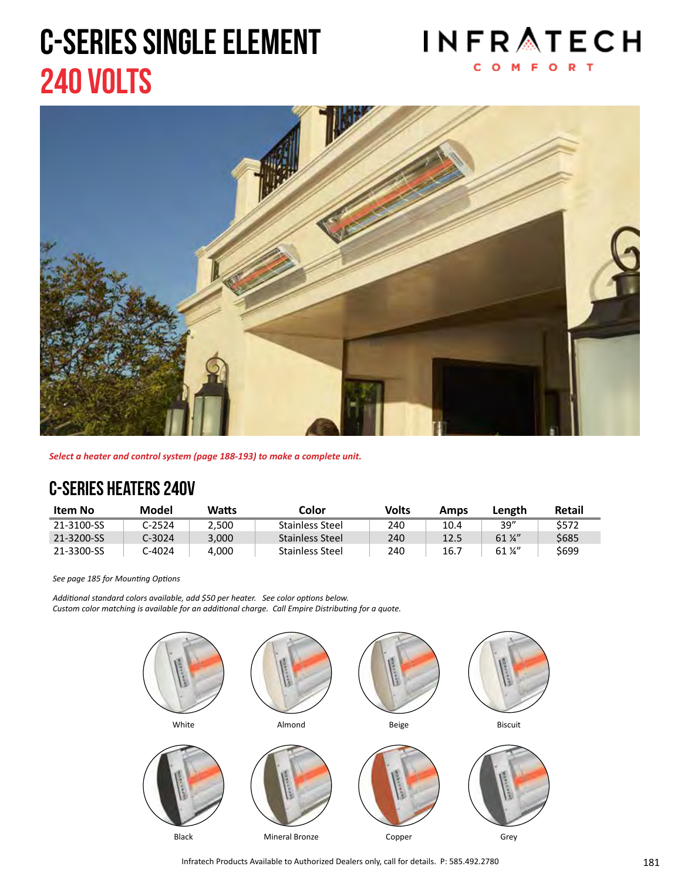# C-SERIES SINGLE ELEMENT
# 240 VOLTS

INFRATECH COMFORT

***Select a heater and control system (page 188-193) to make a complete unit.***

## C-SERIES HEATERS 240V

| Item No | Model | Watts | Color | Volts | Amps | Length | Retail |
|---|---|---|---|---|---|---|---|
| 21-3100-SS | C-2524 | 2,500 | Stainless Steel | 240 | 10.4 | 39" | $572 |
| 21-3200-SS | C-3024 | 3,000 | Stainless Steel | 240 | 12.5 | 61 ¼" | $685 |
| 21-3300-SS | C-4024 | 4,000 | Stainless Steel | 240 | 16.7 | 61 ¼" | $699 |

*See page 185 for Mounting Options*

*Additional standard colors available, add $50 per heater. See color options below.*
*Custom color matching is available for an additional charge. Call Empire Distributing for a quote.*

White

Almond

Beige

Biscuit

Black

Mineral Bronze

Copper

Grey

Infratech Products Available to Authorized Dealers only, call for details. P: 585.492.2780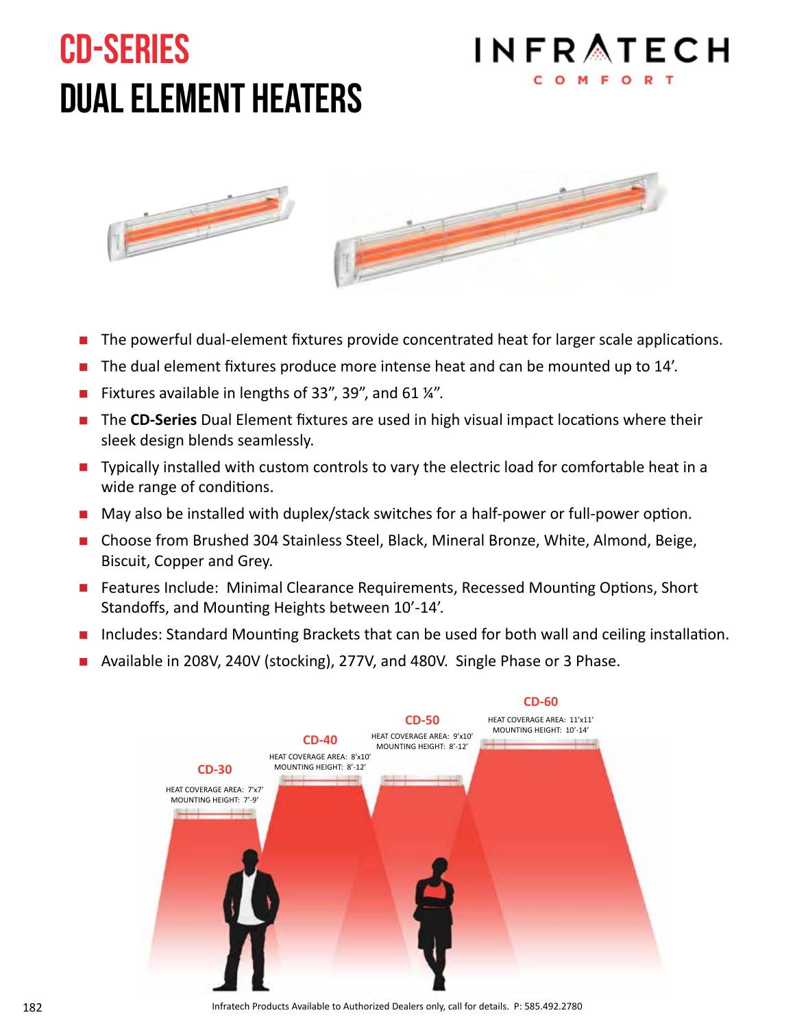# CD-SERIES
# DUAL ELEMENT HEATERS

INFRATECH
COMFORT

- The powerful dual-element fixtures provide concentrated heat for larger scale applications.
- The dual element fixtures produce more intense heat and can be mounted up to 14'.
- Fixtures available in lengths of 33", 39", and 61 ¼".
- The **CD-Series** Dual Element fixtures are used in high visual impact locations where their sleek design blends seamlessly.
- Typically installed with custom controls to vary the electric load for comfortable heat in a wide range of conditions.
- May also be installed with duplex/stack switches for a half-power or full-power option.
- Choose from Brushed 304 Stainless Steel, Black, Mineral Bronze, White, Almond, Beige, Biscuit, Copper and Grey.
- Features Include: Minimal Clearance Requirements, Recessed Mounting Options, Short Standoffs, and Mounting Heights between 10'-14'.
- Includes: Standard Mounting Brackets that can be used for both wall and ceiling installation.
- Available in 208V, 240V (stocking), 277V, and 480V. Single Phase or 3 Phase.

**CD-30**
HEAT COVERAGE AREA: 7'x7'
MOUNTING HEIGHT: 7'-9'

**CD-40**
HEAT COVERAGE AREA: 8'x10'
MOUNTING HEIGHT: 8'-12'

**CD-50**
HEAT COVERAGE AREA: 9'x10'
MOUNTING HEIGHT: 8'-12'

**CD-60**
HEAT COVERAGE AREA: 11'x11'
MOUNTING HEIGHT: 10'-14'

Infratech Products Available to Authorized Dealers only, call for details. P: 585.492.2780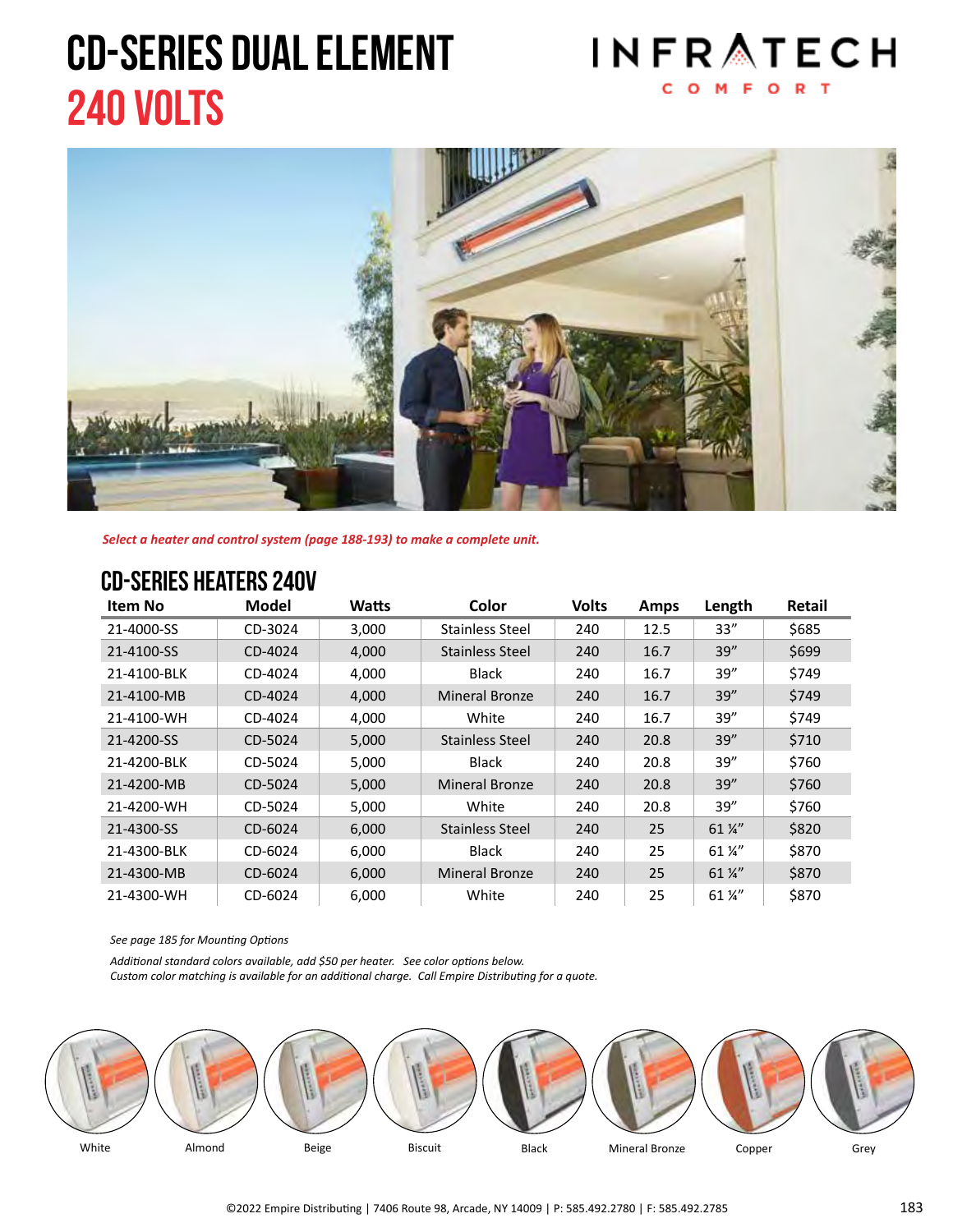# CD-SERIES DUAL ELEMENT
# 240 VOLTS

INFRATECH
COMFORT

*Select a heater and control system (page 188-193) to make a complete unit.*

## CD-SERIES HEATERS 240V

| Item No | Model | Watts | Color | Volts | Amps | Length | Retail |
|---|---|---|---|---|---|---|---|
| 21-4000-SS | CD-3024 | 3,000 | Stainless Steel | 240 | 12.5 | 33" | $685 |
| 21-4100-SS | CD-4024 | 4,000 | Stainless Steel | 240 | 16.7 | 39" | $699 |
| 21-4100-BLK | CD-4024 | 4,000 | Black | 240 | 16.7 | 39" | $749 |
| 21-4100-MB | CD-4024 | 4,000 | Mineral Bronze | 240 | 16.7 | 39" | $749 |
| 21-4100-WH | CD-4024 | 4,000 | White | 240 | 16.7 | 39" | $749 |
| 21-4200-SS | CD-5024 | 5,000 | Stainless Steel | 240 | 20.8 | 39" | $710 |
| 21-4200-BLK | CD-5024 | 5,000 | Black | 240 | 20.8 | 39" | $760 |
| 21-4200-MB | CD-5024 | 5,000 | Mineral Bronze | 240 | 20.8 | 39" | $760 |
| 21-4200-WH | CD-5024 | 5,000 | White | 240 | 20.8 | 39" | $760 |
| 21-4300-SS | CD-6024 | 6,000 | Stainless Steel | 240 | 25 | 61 ¼" | $820 |
| 21-4300-BLK | CD-6024 | 6,000 | Black | 240 | 25 | 61 ¼" | $870 |
| 21-4300-MB | CD-6024 | 6,000 | Mineral Bronze | 240 | 25 | 61 ¼" | $870 |
| 21-4300-WH | CD-6024 | 6,000 | White | 240 | 25 | 61 ¼" | $870 |

*See page 185 for Mounting Options*

*Additional standard colors available, add $50 per heater. See color options below.*
*Custom color matching is available for an additional charge. Call Empire Distributing for a quote.*

White | Almond | Beige | Biscuit | Black | Mineral Bronze | Copper | Grey

©2022 Empire Distributing | 7406 Route 98, Arcade, NY 14009 | P: 585.492.2780 | F: 585.492.2785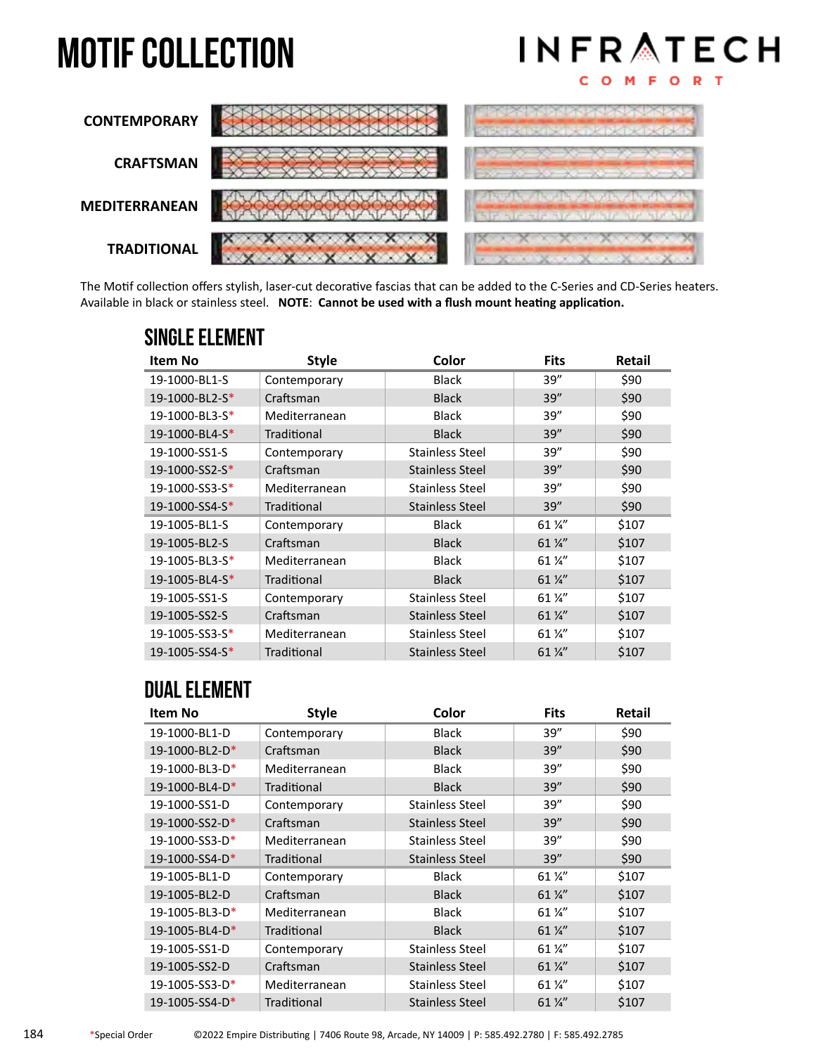# MOTIF COLLECTION

INFRATECH COMFORT

CONTEMPORARY

CRAFTSMAN

MEDITERRANEAN

TRADITIONAL

The Motif collection offers stylish, laser-cut decorative fascias that can be added to the C-Series and CD-Series heaters. Available in black or stainless steel. **NOTE**: **Cannot be used with a flush mount heating application.**

## SINGLE ELEMENT

| Item No | Style | Color | Fits | Retail |
|---|---|---|---|---|
| 19-1000-BL1-S | Contemporary | Black | 39″ | $90 |
| 19-1000-BL2-S* | Craftsman | Black | 39″ | $90 |
| 19-1000-BL3-S* | Mediterranean | Black | 39″ | $90 |
| 19-1000-BL4-S* | Traditional | Black | 39″ | $90 |
| 19-1000-SS1-S | Contemporary | Stainless Steel | 39″ | $90 |
| 19-1000-SS2-S* | Craftsman | Stainless Steel | 39″ | $90 |
| 19-1000-SS3-S* | Mediterranean | Stainless Steel | 39″ | $90 |
| 19-1000-SS4-S* | Traditional | Stainless Steel | 39″ | $90 |
| 19-1005-BL1-S | Contemporary | Black | 61 ¼″ | $107 |
| 19-1005-BL2-S | Craftsman | Black | 61 ¼″ | $107 |
| 19-1005-BL3-S* | Mediterranean | Black | 61 ¼″ | $107 |
| 19-1005-BL4-S* | Traditional | Black | 61 ¼″ | $107 |
| 19-1005-SS1-S | Contemporary | Stainless Steel | 61 ¼″ | $107 |
| 19-1005-SS2-S | Craftsman | Stainless Steel | 61 ¼″ | $107 |
| 19-1005-SS3-S* | Mediterranean | Stainless Steel | 61 ¼″ | $107 |
| 19-1005-SS4-S* | Traditional | Stainless Steel | 61 ¼″ | $107 |

## DUAL ELEMENT

| Item No | Style | Color | Fits | Retail |
|---|---|---|---|---|
| 19-1000-BL1-D | Contemporary | Black | 39″ | $90 |
| 19-1000-BL2-D* | Craftsman | Black | 39″ | $90 |
| 19-1000-BL3-D* | Mediterranean | Black | 39″ | $90 |
| 19-1000-BL4-D* | Traditional | Black | 39″ | $90 |
| 19-1000-SS1-D | Contemporary | Stainless Steel | 39″ | $90 |
| 19-1000-SS2-D* | Craftsman | Stainless Steel | 39″ | $90 |
| 19-1000-SS3-D* | Mediterranean | Stainless Steel | 39″ | $90 |
| 19-1000-SS4-D* | Traditional | Stainless Steel | 39″ | $90 |
| 19-1005-BL1-D | Contemporary | Black | 61 ¼″ | $107 |
| 19-1005-BL2-D | Craftsman | Black | 61 ¼″ | $107 |
| 19-1005-BL3-D* | Mediterranean | Black | 61 ¼″ | $107 |
| 19-1005-BL4-D* | Traditional | Black | 61 ¼″ | $107 |
| 19-1005-SS1-D | Contemporary | Stainless Steel | 61 ¼″ | $107 |
| 19-1005-SS2-D | Craftsman | Stainless Steel | 61 ¼″ | $107 |
| 19-1005-SS3-D* | Mediterranean | Stainless Steel | 61 ¼″ | $107 |
| 19-1005-SS4-D* | Traditional | Stainless Steel | 61 ¼″ | $107 |

*Special Order

©2022 Empire Distributing | 7406 Route 98, Arcade, NY 14009 | P: 585.492.2780 | F: 585.492.2785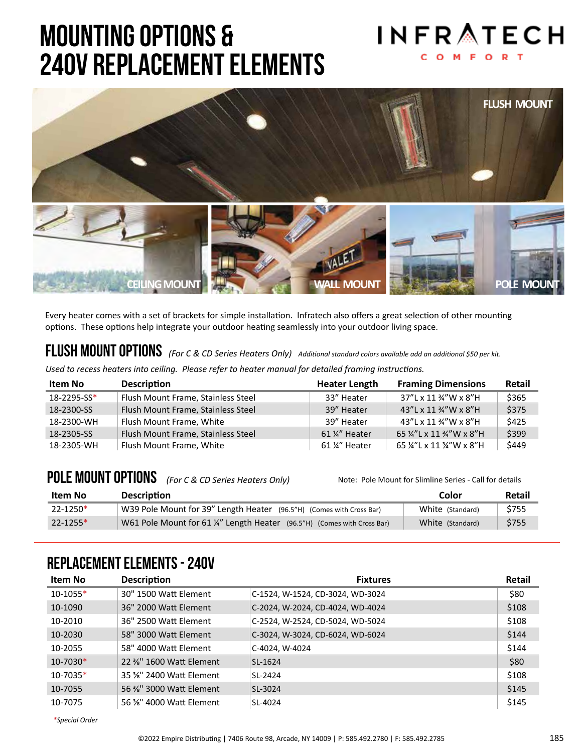# MOUNTING OPTIONS & 240V REPLACEMENT ELEMENTS

INFRATECH COMFORT

FLUSH MOUNT

CEILING MOUNT

WALL MOUNT

POLE MOUNT

Every heater comes with a set of brackets for simple installation. Infratech also offers a great selection of other mounting options. These options help integrate your outdoor heating seamlessly into your outdoor living space.

## FLUSH MOUNT OPTIONS *(For C & CD Series Heaters Only)* *Additional standard colors available add an additional $50 per kit.*

*Used to recess heaters into ceiling. Please refer to heater manual for detailed framing instructions.*

| Item No | Description | Heater Length | Framing Dimensions | Retail |
|---|---|---|---|---|
| 18-2295-SS* | Flush Mount Frame, Stainless Steel | 33" Heater | 37"L x 11 ¾"W x 8"H | $365 |
| 18-2300-SS | Flush Mount Frame, Stainless Steel | 39" Heater | 43"L x 11 ¾"W x 8"H | $375 |
| 18-2300-WH | Flush Mount Frame, White | 39" Heater | 43"L x 11 ¾"W x 8"H | $425 |
| 18-2305-SS | Flush Mount Frame, Stainless Steel | 61 ¼" Heater | 65 ¼"L x 11 ¾"W x 8"H | $399 |
| 18-2305-WH | Flush Mount Frame, White | 61 ¼" Heater | 65 ¼"L x 11 ¾"W x 8"H | $449 |

## POLE MOUNT OPTIONS *(For C & CD Series Heaters Only)*

Note: Pole Mount for Slimline Series - Call for details

| Item No | Description | Color | Retail |
|---|---|---|---|
| 22-1250* | W39 Pole Mount for 39" Length Heater (96.5"H) (Comes with Cross Bar) | White (Standard) | $755 |
| 22-1255* | W61 Pole Mount for 61 ¼" Length Heater (96.5"H) (Comes with Cross Bar) | White (Standard) | $755 |

## REPLACEMENT ELEMENTS - 240V

| Item No | Description | Fixtures | Retail |
|---|---|---|---|
| 10-1055* | 30" 1500 Watt Element | C-1524, W-1524, CD-3024, WD-3024 | $80 |
| 10-1090 | 36" 2000 Watt Element | C-2024, W-2024, CD-4024, WD-4024 | $108 |
| 10-2010 | 36" 2500 Watt Element | C-2524, W-2524, CD-5024, WD-5024 | $108 |
| 10-2030 | 58" 3000 Watt Element | C-3024, W-3024, CD-6024, WD-6024 | $144 |
| 10-2055 | 58" 4000 Watt Element | C-4024, W-4024 | $144 |
| 10-7030* | 22 ⅜" 1600 Watt Element | SL-1624 | $80 |
| 10-7035* | 35 ⅜" 2400 Watt Element | SL-2424 | $108 |
| 10-7055 | 56 ⅜" 3000 Watt Element | SL-3024 | $145 |
| 10-7075 | 56 ⅜" 4000 Watt Element | SL-4024 | $145 |

*\*Special Order*

©2022 Empire Distributing | 7406 Route 98, Arcade, NY 14009 | P: 585.492.2780 | F: 585.492.2785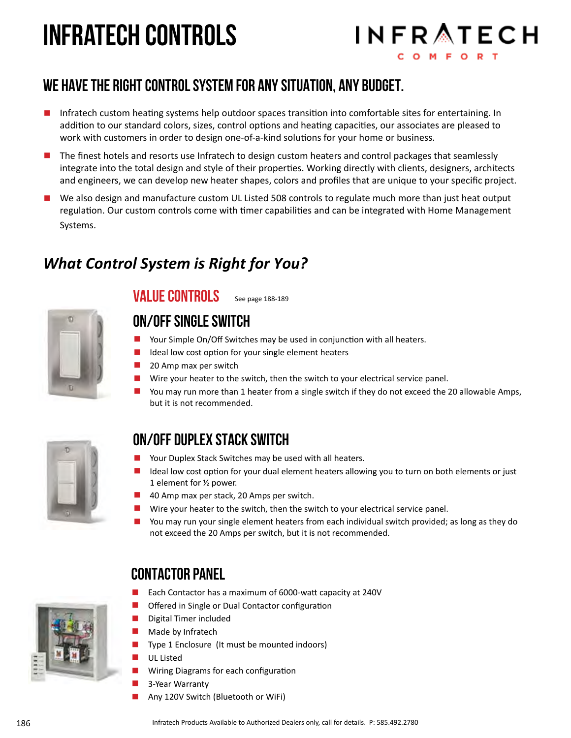# INFRATECH CONTROLS

INFRATECH
COMFORT

## WE HAVE THE RIGHT CONTROL SYSTEM FOR ANY SITUATION, ANY BUDGET.

- Infratech custom heating systems help outdoor spaces transition into comfortable sites for entertaining. In addition to our standard colors, sizes, control options and heating capacities, our associates are pleased to work with customers in order to design one-of-a-kind solutions for your home or business.
- The finest hotels and resorts use Infratech to design custom heaters and control packages that seamlessly integrate into the total design and style of their properties. Working directly with clients, designers, architects and engineers, we can develop new heater shapes, colors and profiles that are unique to your specific project.
- We also design and manufacture custom UL Listed 508 controls to regulate much more than just heat output regulation. Our custom controls come with timer capabilities and can be integrated with Home Management Systems.

## *What Control System is Right for You?*

### VALUE CONTROLS

See page 188-189

### ON/OFF SINGLE SWITCH

- Your Simple On/Off Switches may be used in conjunction with all heaters.
- Ideal low cost option for your single element heaters
- 20 Amp max per switch
- Wire your heater to the switch, then the switch to your electrical service panel.
- You may run more than 1 heater from a single switch if they do not exceed the 20 allowable Amps, but it is not recommended.

### ON/OFF DUPLEX STACK SWITCH

- Your Duplex Stack Switches may be used with all heaters.
- Ideal low cost option for your dual element heaters allowing you to turn on both elements or just 1 element for ½ power.
- 40 Amp max per stack, 20 Amps per switch.
- Wire your heater to the switch, then the switch to your electrical service panel.
- You may run your single element heaters from each individual switch provided; as long as they do not exceed the 20 Amps per switch, but it is not recommended.

### CONTACTOR PANEL

- Each Contactor has a maximum of 6000-watt capacity at 240V
- Offered in Single or Dual Contactor configuration
- Digital Timer included
- Made by Infratech
- Type 1 Enclosure (It must be mounted indoors)
- UL Listed
- Wiring Diagrams for each configuration
- 3-Year Warranty
- Any 120V Switch (Bluetooth or WiFi)

Infratech Products Available to Authorized Dealers only, call for details. P: 585.492.2780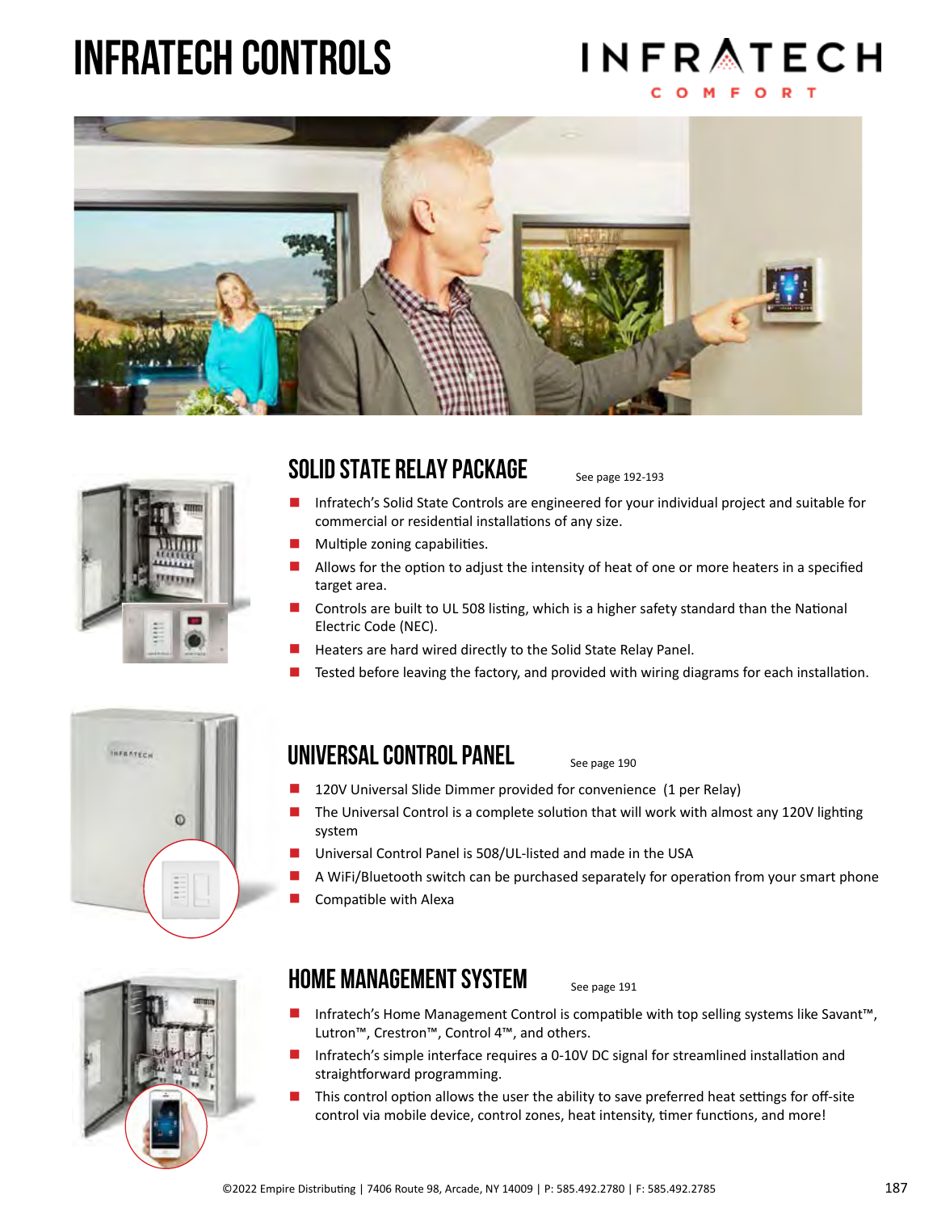# INFRATECH CONTROLS

INFRATECH
COMFORT

## SOLID STATE RELAY PACKAGE

See page 192-193

- Infratech's Solid State Controls are engineered for your individual project and suitable for commercial or residential installations of any size.
- Multiple zoning capabilities.
- Allows for the option to adjust the intensity of heat of one or more heaters in a specified target area.
- Controls are built to UL 508 listing, which is a higher safety standard than the National Electric Code (NEC).
- Heaters are hard wired directly to the Solid State Relay Panel.
- Tested before leaving the factory, and provided with wiring diagrams for each installation.

## UNIVERSAL CONTROL PANEL

See page 190

- 120V Universal Slide Dimmer provided for convenience (1 per Relay)
- The Universal Control is a complete solution that will work with almost any 120V lighting system
- Universal Control Panel is 508/UL-listed and made in the USA
- A WiFi/Bluetooth switch can be purchased separately for operation from your smart phone
- Compatible with Alexa

## HOME MANAGEMENT SYSTEM

See page 191

- Infratech's Home Management Control is compatible with top selling systems like Savant™, Lutron™, Crestron™, Control 4™, and others.
- Infratech's simple interface requires a 0-10V DC signal for streamlined installation and straightforward programming.
- This control option allows the user the ability to save preferred heat settings for off-site control via mobile device, control zones, heat intensity, timer functions, and more!

©2022 Empire Distributing | 7406 Route 98, Arcade, NY 14009 | P: 585.492.2780 | F: 585.492.2785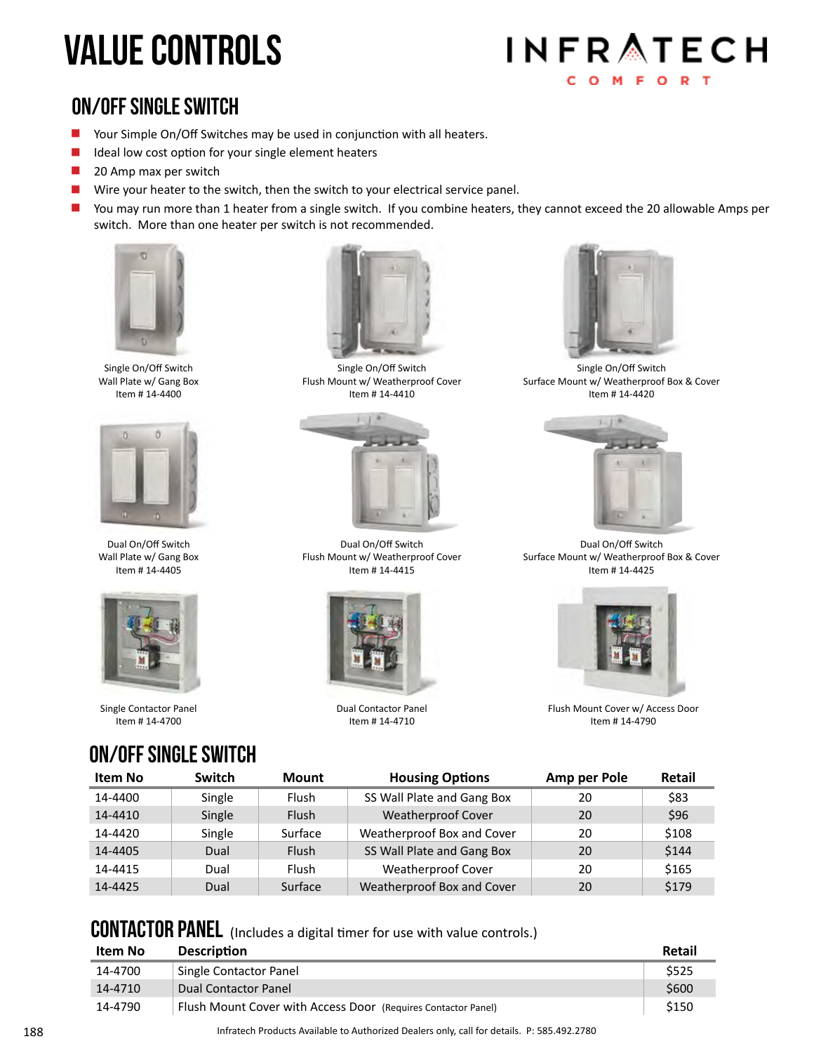# VALUE CONTROLS

INFRATECH
COMFORT

## ON/OFF SINGLE SWITCH

- Your Simple On/Off Switches may be used in conjunction with all heaters.
- Ideal low cost option for your single element heaters
- 20 Amp max per switch
- Wire your heater to the switch, then the switch to your electrical service panel.
- You may run more than 1 heater from a single switch. If you combine heaters, they cannot exceed the 20 allowable Amps per switch. More than one heater per switch is not recommended.

Single On/Off Switch
Wall Plate w/ Gang Box
Item # 14-4400

Single On/Off Switch
Flush Mount w/ Weatherproof Cover
Item # 14-4410

Single On/Off Switch
Surface Mount w/ Weatherproof Box & Cover
Item # 14-4420

Dual On/Off Switch
Wall Plate w/ Gang Box
Item # 14-4405

Dual On/Off Switch
Flush Mount w/ Weatherproof Cover
Item # 14-4415

Dual On/Off Switch
Surface Mount w/ Weatherproof Box & Cover
Item # 14-4425

Single Contactor Panel
Item # 14-4700

Dual Contactor Panel
Item # 14-4710

Flush Mount Cover w/ Access Door
Item # 14-4790

## ON/OFF SINGLE SWITCH

| Item No | Switch | Mount | Housing Options | Amp per Pole | Retail |
|---|---|---|---|---|---|
| 14-4400 | Single | Flush | SS Wall Plate and Gang Box | 20 | $83 |
| 14-4410 | Single | Flush | Weatherproof Cover | 20 | $96 |
| 14-4420 | Single | Surface | Weatherproof Box and Cover | 20 | $108 |
| 14-4405 | Dual | Flush | SS Wall Plate and Gang Box | 20 | $144 |
| 14-4415 | Dual | Flush | Weatherproof Cover | 20 | $165 |
| 14-4425 | Dual | Surface | Weatherproof Box and Cover | 20 | $179 |

## CONTACTOR PANEL (Includes a digital timer for use with value controls.)

| Item No | Description | Retail |
|---|---|---|
| 14-4700 | Single Contactor Panel | $525 |
| 14-4710 | Dual Contactor Panel | $600 |
| 14-4790 | Flush Mount Cover with Access Door (Requires Contactor Panel) | $150 |

Infratech Products Available to Authorized Dealers only, call for details. P: 585.492.2780